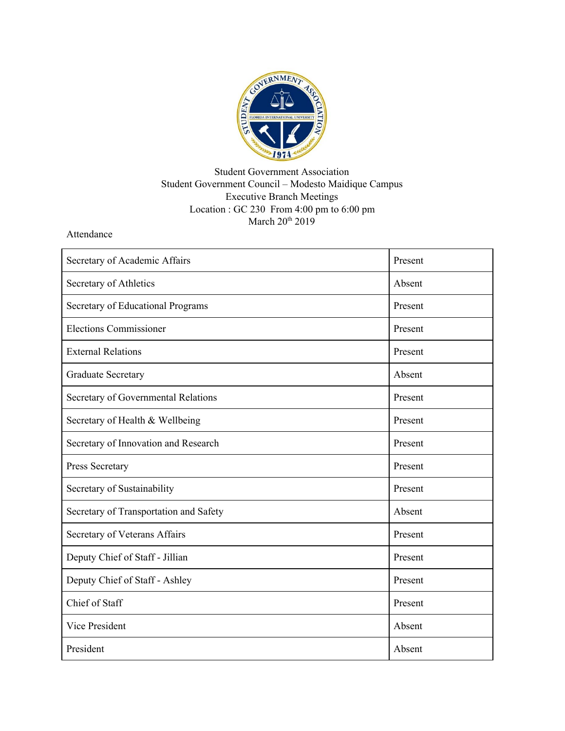Student Government Association
Student Government Council – Modesto Maidique Campus
Executive Branch Meetings
Location : GC 230  From 4:00 pm to 6:00 pm
March 20th 2019

Attendance

| Position | Status |
|---|---|
| Secretary of Academic Affairs | Present |
| Secretary of Athletics | Absent |
| Secretary of Educational Programs | Present |
| Elections Commissioner | Present |
| External Relations | Present |
| Graduate Secretary | Absent |
| Secretary of Governmental Relations | Present |
| Secretary of Health & Wellbeing | Present |
| Secretary of Innovation and Research | Present |
| Press Secretary | Present |
| Secretary of Sustainability | Present |
| Secretary of Transportation and Safety | Absent |
| Secretary of Veterans Affairs | Present |
| Deputy Chief of Staff - Jillian | Present |
| Deputy Chief of Staff - Ashley | Present |
| Chief of Staff | Present |
| Vice President | Absent |
| President | Absent |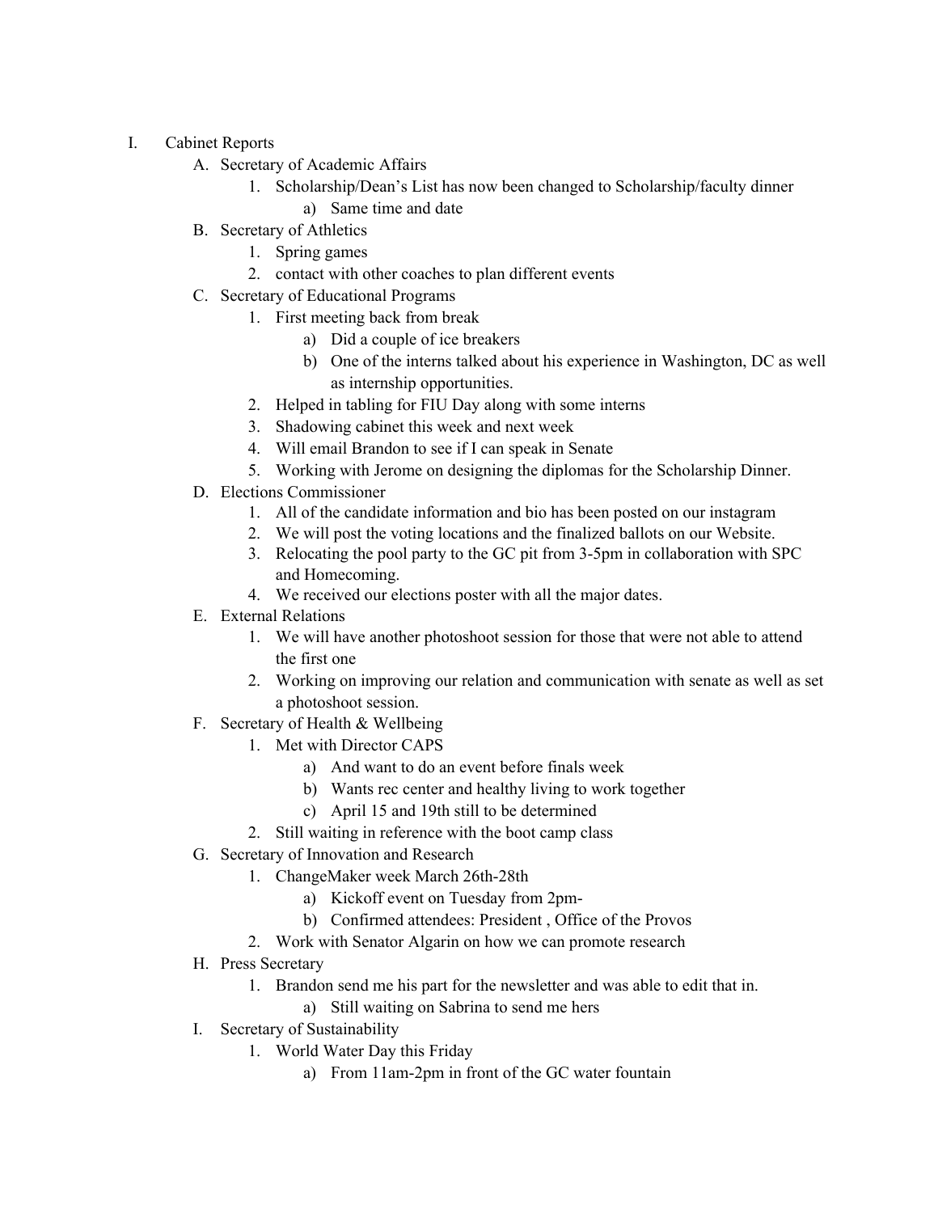I. Cabinet Reports
   A. Secretary of Academic Affairs
      1. Scholarship/Dean's List has now been changed to Scholarship/faculty dinner
         a) Same time and date
   B. Secretary of Athletics
      1. Spring games
      2. contact with other coaches to plan different events
   C. Secretary of Educational Programs
      1. First meeting back from break
         a) Did a couple of ice breakers
         b) One of the interns talked about his experience in Washington, DC as well as internship opportunities.
      2. Helped in tabling for FIU Day along with some interns
      3. Shadowing cabinet this week and next week
      4. Will email Brandon to see if I can speak in Senate
      5. Working with Jerome on designing the diplomas for the Scholarship Dinner.
   D. Elections Commissioner
      1. All of the candidate information and bio has been posted on our instagram
      2. We will post the voting locations and the finalized ballots on our Website.
      3. Relocating the pool party to the GC pit from 3-5pm in collaboration with SPC and Homecoming.
      4. We received our elections poster with all the major dates.
   E. External Relations
      1. We will have another photoshoot session for those that were not able to attend the first one
      2. Working on improving our relation and communication with senate as well as set a photoshoot session.
   F. Secretary of Health & Wellbeing
      1. Met with Director CAPS
         a) And want to do an event before finals week
         b) Wants rec center and healthy living to work together
         c) April 15 and 19th still to be determined
      2. Still waiting in reference with the boot camp class
   G. Secretary of Innovation and Research
      1. ChangeMaker week March 26th-28th
         a) Kickoff event on Tuesday from 2pm-
         b) Confirmed attendees: President , Office of the Provos
      2. Work with Senator Algarin on how we can promote research
   H. Press Secretary
      1. Brandon send me his part for the newsletter and was able to edit that in.
         a) Still waiting on Sabrina to send me hers
   I. Secretary of Sustainability
      1. World Water Day this Friday
         a) From 11am-2pm in front of the GC water fountain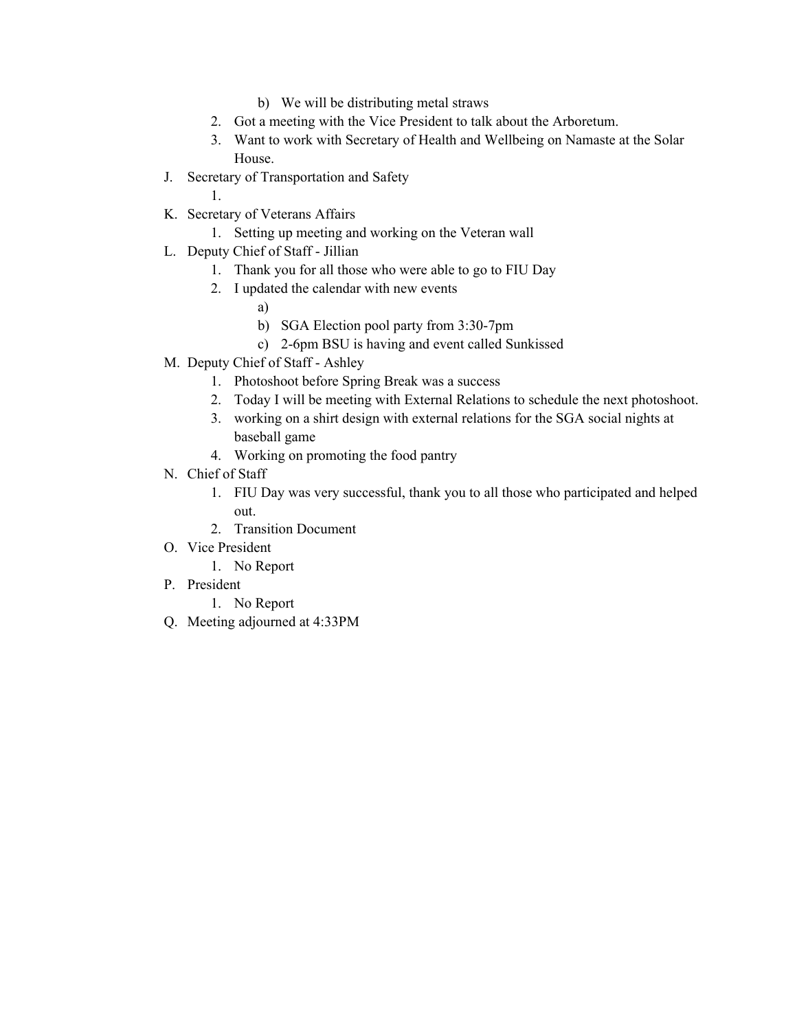b) We will be distributing metal straws
    2. Got a meeting with the Vice President to talk about the Arboretum.
    3. Want to work with Secretary of Health and Wellbeing on Namaste at the Solar House.

J. Secretary of Transportation and Safety
    1.

K. Secretary of Veterans Affairs
    1. Setting up meeting and working on the Veteran wall

L. Deputy Chief of Staff - Jillian
    1. Thank you for all those who were able to go to FIU Day
    2. I updated the calendar with new events
        a)
        b) SGA Election pool party from 3:30-7pm
        c) 2-6pm BSU is having and event called Sunkissed

M. Deputy Chief of Staff - Ashley
    1. Photoshoot before Spring Break was a success
    2. Today I will be meeting with External Relations to schedule the next photoshoot.
    3. working on a shirt design with external relations for the SGA social nights at baseball game
    4. Working on promoting the food pantry

N. Chief of Staff
    1. FIU Day was very successful, thank you to all those who participated and helped out.
    2. Transition Document

O. Vice President
    1. No Report

P. President
    1. No Report

Q. Meeting adjourned at 4:33PM